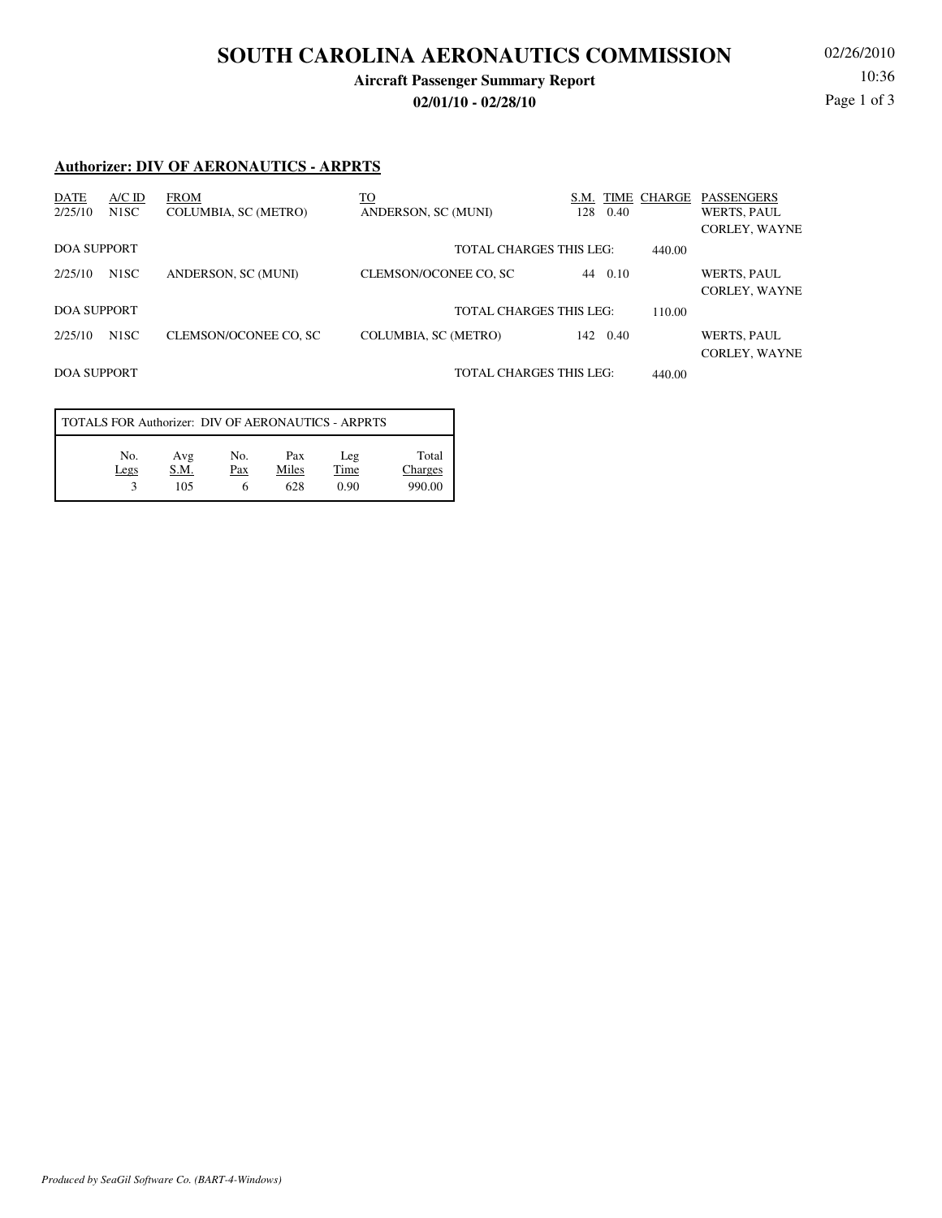# SOUTH CAROLINA AERONAUTICS COMMISSION

**Aircraft Passenger Summary Report**

**02/01/10 - 02/28/10**

02/26/2010
10:36

## Authorizer: DIV OF AERONAUTICS - ARPRTS

| DATE | A/C ID | FROM | TO | S.M. | TIME | CHARGE | PASSENGERS |
|---|---|---|---|---|---|---|---|
| 2/25/10 | N1SC | COLUMBIA, SC (METRO) | ANDERSON, SC (MUNI) | 128 | 0.40 | | WERTS, PAUL<br>CORLEY, WAYNE |
| DOA SUPPORT | | | TOTAL CHARGES THIS LEG: | | | 440.00 | |
| 2/25/10 | N1SC | ANDERSON, SC (MUNI) | CLEMSON/OCONEE CO, SC | 44 | 0.10 | | WERTS, PAUL<br>CORLEY, WAYNE |
| DOA SUPPORT | | | TOTAL CHARGES THIS LEG: | | | 110.00 | |
| 2/25/10 | N1SC | CLEMSON/OCONEE CO, SC | COLUMBIA, SC (METRO) | 142 | 0.40 | | WERTS, PAUL<br>CORLEY, WAYNE |
| DOA SUPPORT | | | TOTAL CHARGES THIS LEG: | | | 440.00 | |

TOTALS FOR Authorizer: DIV OF AERONAUTICS - ARPRTS

| No. Legs | Avg S.M. | No. Pax | Pax Miles | Leg Time | Total Charges |
|---|---|---|---|---|---|
| 3 | 105 | 6 | 628 | 0.90 | 990.00 |

*Produced by SeaGil Software Co. (BART-4-Windows)*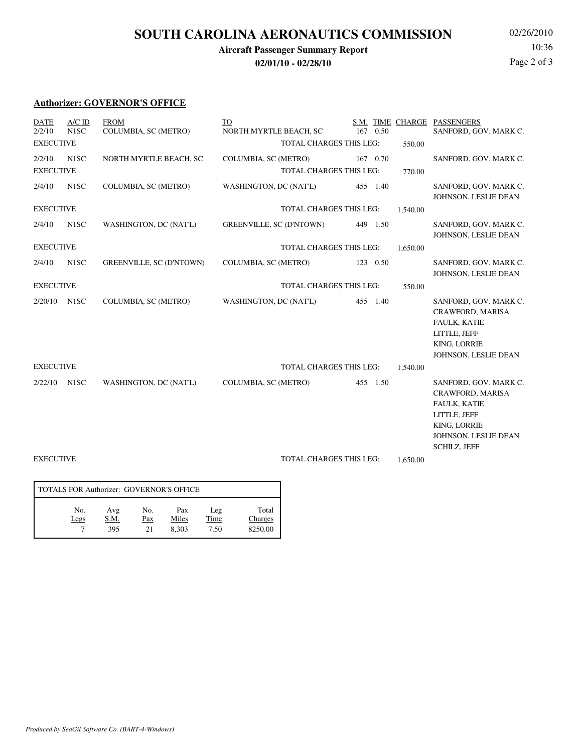# SOUTH CAROLINA AERONAUTICS COMMISSION

**Aircraft Passenger Summary Report**

**02/01/10 - 02/28/10**

02/26/2010
10:36

## Authorizer: GOVERNOR'S OFFICE

| DATE | A/C ID | FROM | TO | S.M. | TIME | CHARGE | PASSENGERS |
|---|---|---|---|---|---|---|---|
| 2/2/10 | N1SC | COLUMBIA, SC (METRO) | NORTH MYRTLE BEACH, SC | 167 | 0.50 | | SANFORD, GOV. MARK C. |
| EXECUTIVE | | | TOTAL CHARGES THIS LEG: | | | 550.00 | |
| 2/2/10 | N1SC | NORTH MYRTLE BEACH, SC | COLUMBIA, SC (METRO) | 167 | 0.70 | | SANFORD, GOV. MARK C. |
| EXECUTIVE | | | TOTAL CHARGES THIS LEG: | | | 770.00 | |
| 2/4/10 | N1SC | COLUMBIA, SC (METRO) | WASHINGTON, DC (NAT'L) | 455 | 1.40 | | SANFORD, GOV. MARK C.<br>JOHNSON, LESLIE DEAN |
| EXECUTIVE | | | TOTAL CHARGES THIS LEG: | | | 1,540.00 | |
| 2/4/10 | N1SC | WASHINGTON, DC (NAT'L) | GREENVILLE, SC (D'NTOWN) | 449 | 1.50 | | SANFORD, GOV. MARK C.<br>JOHNSON, LESLIE DEAN |
| EXECUTIVE | | | TOTAL CHARGES THIS LEG: | | | 1,650.00 | |
| 2/4/10 | N1SC | GREENVILLE, SC (D'NTOWN) | COLUMBIA, SC (METRO) | 123 | 0.50 | | SANFORD, GOV. MARK C.<br>JOHNSON, LESLIE DEAN |
| EXECUTIVE | | | TOTAL CHARGES THIS LEG: | | | 550.00 | |
| 2/20/10 | N1SC | COLUMBIA, SC (METRO) | WASHINGTON, DC (NAT'L) | 455 | 1.40 | | SANFORD, GOV. MARK C.<br>CRAWFORD, MARISA<br>FAULK, KATIE<br>LITTLE, JEFF<br>KING, LORRIE<br>JOHNSON, LESLIE DEAN |
| EXECUTIVE | | | TOTAL CHARGES THIS LEG: | | | 1,540.00 | |
| 2/22/10 | N1SC | WASHINGTON, DC (NAT'L) | COLUMBIA, SC (METRO) | 455 | 1.50 | | SANFORD, GOV. MARK C.<br>CRAWFORD, MARISA<br>FAULK, KATIE<br>LITTLE, JEFF<br>KING, LORRIE<br>JOHNSON, LESLIE DEAN<br>SCHILZ, JEFF |
| EXECUTIVE | | | TOTAL CHARGES THIS LEG: | | | 1,650.00 | |

TOTALS FOR Authorizer: GOVERNOR'S OFFICE

| No. Legs | Avg S.M. | No. Pax | Pax Miles | Leg Time | Total Charges |
|---|---|---|---|---|---|
| 7 | 395 | 21 | 8,303 | 7.50 | 8250.00 |

*Produced by SeaGil Software Co. (BART-4-Windows)*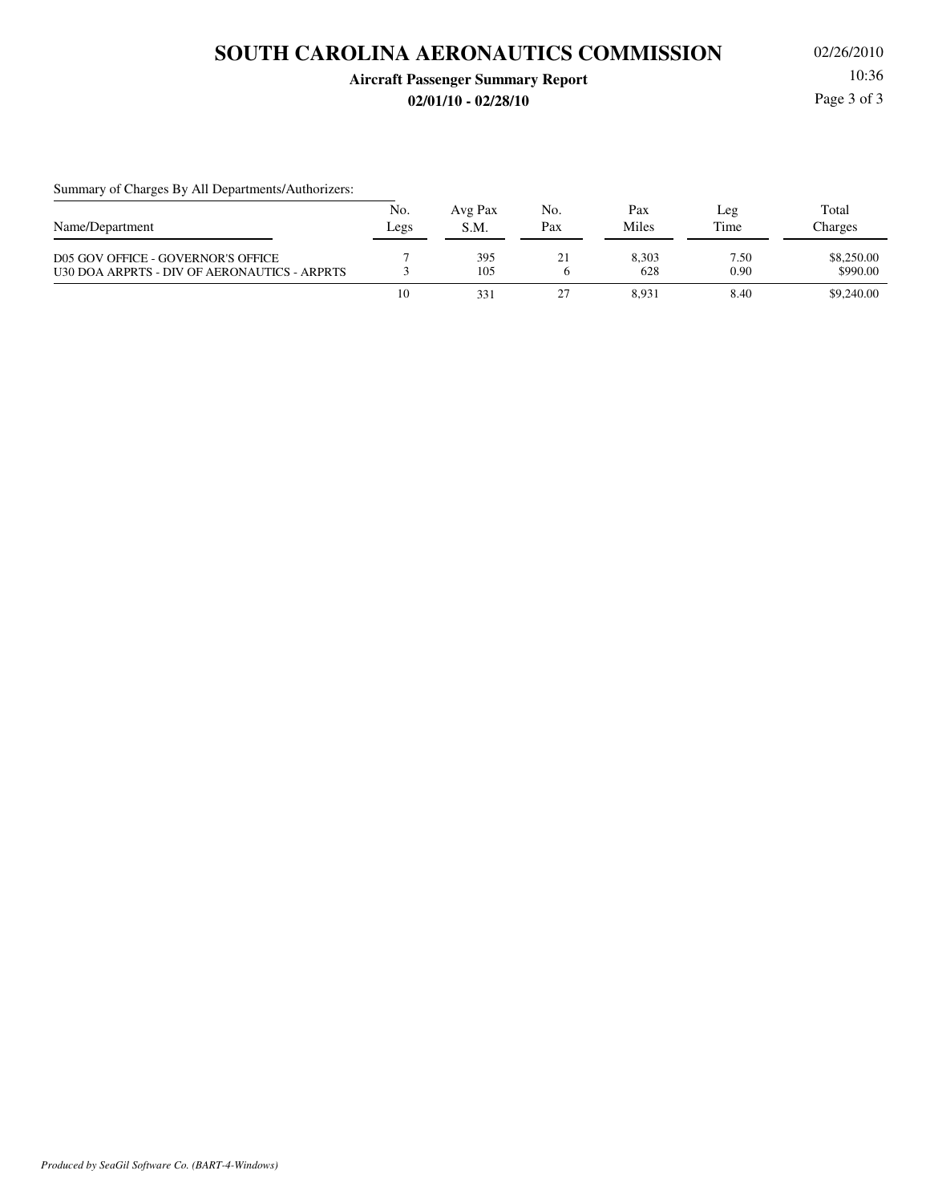# SOUTH CAROLINA AERONAUTICS COMMISSION

**Aircraft Passenger Summary Report**

**02/01/10 - 02/28/10**

02/26/2010

10:36

Summary of Charges By All Departments/Authorizers:

| Name/Department | No. Legs | Avg Pax S.M. | No. Pax | Pax Miles | Leg Time | Total Charges |
|---|---|---|---|---|---|---|
| D05 GOV OFFICE - GOVERNOR'S OFFICE | 7 | 395 | 21 | 8,303 | 7.50 | $8,250.00 |
| U30 DOA ARPRTS - DIV OF AERONAUTICS - ARPRTS | 3 | 105 | 6 | 628 | 0.90 | $990.00 |
| | 10 | 331 | 27 | 8,931 | 8.40 | $9,240.00 |

*Produced by SeaGil Software Co. (BART-4-Windows)*